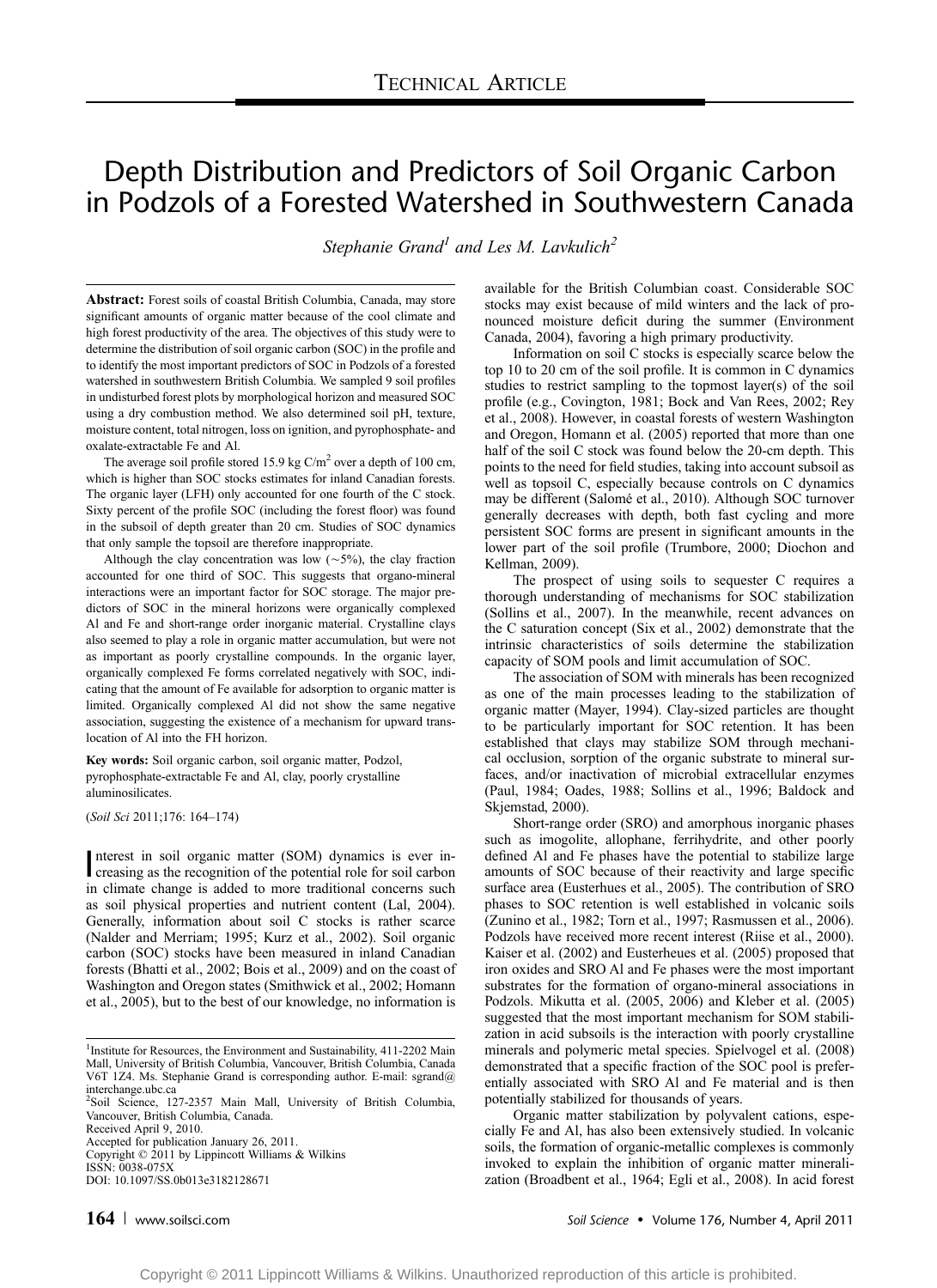TECHNICAL ARTICLE

# Depth Distribution and Predictors of Soil Organic Carbon in Podzols of a Forested Watershed in Southwestern Canada

*Stephanie Grand[1] and Les M. Lavkulich[2]*

**Abstract:** Forest soils of coastal British Columbia, Canada, may store significant amounts of organic matter because of the cool climate and high forest productivity of the area. The objectives of this study were to determine the distribution of soil organic carbon (SOC) in the profile and to identify the most important predictors of SOC in Podzols of a forested watershed in southwestern British Columbia. We sampled 9 soil profiles in undisturbed forest plots by morphological horizon and measured SOC using a dry combustion method. We also determined soil pH, texture, moisture content, total nitrogen, loss on ignition, and pyrophosphate- and oxalate-extractable Fe and Al.

The average soil profile stored 15.9 kg C/m$^2$ over a depth of 100 cm, which is higher than SOC stocks estimates for inland Canadian forests. The organic layer (LFH) only accounted for one fourth of the C stock. Sixty percent of the profile SOC (including the forest floor) was found in the subsoil of depth greater than 20 cm. Studies of SOC dynamics that only sample the topsoil are therefore inappropriate.

Although the clay concentration was low (~5%), the clay fraction accounted for one third of SOC. This suggests that organo-mineral interactions were an important factor for SOC storage. The major predictors of SOC in the mineral horizons were organically complexed Al and Fe and short-range order inorganic material. Crystalline clays also seemed to play a role in organic matter accumulation, but were not as important as poorly crystalline compounds. In the organic layer, organically complexed Fe forms correlated negatively with SOC, indicating that the amount of Fe available for adsorption to organic matter is limited. Organically complexed Al did not show the same negative association, suggesting the existence of a mechanism for upward translocation of Al into the FH horizon.

**Key words:** Soil organic carbon, soil organic matter, Podzol, pyrophosphate-extractable Fe and Al, clay, poorly crystalline aluminosilicates.

(*Soil Sci* 2011;176: 164–174)

Interest in soil organic matter (SOM) dynamics is ever increasing as the recognition of the potential role for soil carbon in climate change is added to more traditional concerns such as soil physical properties and nutrient content (Lal, 2004). Generally, information about soil C stocks is rather scarce (Nalder and Merriam; 1995; Kurz et al., 2002). Soil organic carbon (SOC) stocks have been measured in inland Canadian forests (Bhatti et al., 2002; Bois et al., 2009) and on the coast of Washington and Oregon states (Smithwick et al., 2002; Homann et al., 2005), but to the best of our knowledge, no information is available for the British Columbian coast. Considerable SOC stocks may exist because of mild winters and the lack of pronounced moisture deficit during the summer (Environment Canada, 2004), favoring a high primary productivity.

Information on soil C stocks is especially scarce below the top 10 to 20 cm of the soil profile. It is common in C dynamics studies to restrict sampling to the topmost layer(s) of the soil profile (e.g., Covington, 1981; Bock and Van Rees, 2002; Rey et al., 2008). However, in coastal forests of western Washington and Oregon, Homann et al. (2005) reported that more than one half of the soil C stock was found below the 20-cm depth. This points to the need for field studies, taking into account subsoil as well as topsoil C, especially because controls on C dynamics may be different (Salomé et al., 2010). Although SOC turnover generally decreases with depth, both fast cycling and more persistent SOC forms are present in significant amounts in the lower part of the soil profile (Trumbore, 2000; Diochon and Kellman, 2009).

The prospect of using soils to sequester C requires a thorough understanding of mechanisms for SOC stabilization (Sollins et al., 2007). In the meanwhile, recent advances on the C saturation concept (Six et al., 2002) demonstrate that the intrinsic characteristics of soils determine the stabilization capacity of SOM pools and limit accumulation of SOC.

The association of SOM with minerals has been recognized as one of the main processes leading to the stabilization of organic matter (Mayer, 1994). Clay-sized particles are thought to be particularly important for SOC retention. It has been established that clays may stabilize SOM through mechanical occlusion, sorption of the organic substrate to mineral surfaces, and/or inactivation of microbial extracellular enzymes (Paul, 1984; Oades, 1988; Sollins et al., 1996; Baldock and Skjemstad, 2000).

Short-range order (SRO) and amorphous inorganic phases such as imogolite, allophane, ferrihydrite, and other poorly defined Al and Fe phases have the potential to stabilize large amounts of SOC because of their reactivity and large specific surface area (Eusterhues et al., 2005). The contribution of SRO phases to SOC retention is well established in volcanic soils (Zunino et al., 1982; Torn et al., 1997; Rasmussen et al., 2006). Podzols have received more recent interest (Riise et al., 2000). Kaiser et al. (2002) and Eusterheues et al. (2005) proposed that iron oxides and SRO Al and Fe phases were the most important substrates for the formation of organo-mineral associations in Podzols. Mikutta et al. (2005, 2006) and Kleber et al. (2005) suggested that the most important mechanism for SOM stabilization in acid subsoils is the interaction with poorly crystalline minerals and polymeric metal species. Spielvogel et al. (2008) demonstrated that a specific fraction of the SOC pool is preferentially associated with SRO Al and Fe material and is then potentially stabilized for thousands of years.

Organic matter stabilization by polyvalent cations, especially Fe and Al, has also been extensively studied. In volcanic soils, the formation of organic-metallic complexes is commonly invoked to explain the inhibition of organic matter mineralization (Broadbent et al., 1964; Egli et al., 2008). In acid forest

[1]Institute for Resources, the Environment and Sustainability, 411-2202 Main Mall, University of British Columbia, Vancouver, British Columbia, Canada V6T 1Z4. Ms. Stephanie Grand is corresponding author. E-mail: sgrand@interchange.ubc.ca

[2]Soil Science, 127-2357 Main Mall, University of British Columbia, Vancouver, British Columbia, Canada.

Received April 9, 2010.

Accepted for publication January 26, 2011.

Copyright © 2011 by Lippincott Williams & Wilkins

ISSN: 0038-075X

DOI: 10.1097/SS.0b013e3182128671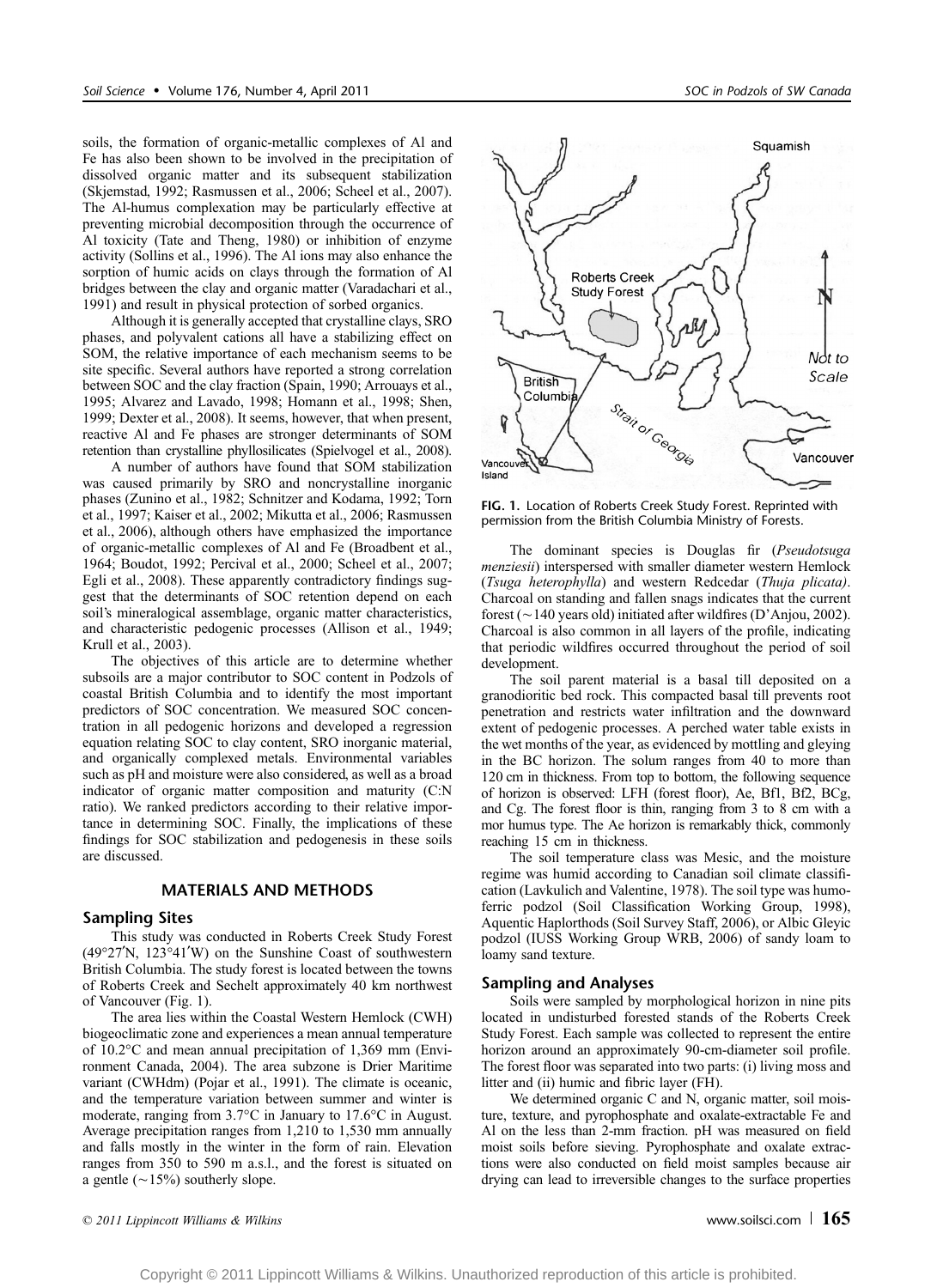soils, the formation of organic-metallic complexes of Al and Fe has also been shown to be involved in the precipitation of dissolved organic matter and its subsequent stabilization (Skjemstad, 1992; Rasmussen et al., 2006; Scheel et al., 2007). The Al-humus complexation may be particularly effective at preventing microbial decomposition through the occurrence of Al toxicity (Tate and Theng, 1980) or inhibition of enzyme activity (Sollins et al., 1996). The Al ions may also enhance the sorption of humic acids on clays through the formation of Al bridges between the clay and organic matter (Varadachari et al., 1991) and result in physical protection of sorbed organics.

Although it is generally accepted that crystalline clays, SRO phases, and polyvalent cations all have a stabilizing effect on SOM, the relative importance of each mechanism seems to be site specific. Several authors have reported a strong correlation between SOC and the clay fraction (Spain, 1990; Arrouays et al., 1995; Alvarez and Lavado, 1998; Homann et al., 1998; Shen, 1999; Dexter et al., 2008). It seems, however, that when present, reactive Al and Fe phases are stronger determinants of SOM retention than crystalline phyllosilicates (Spielvogel et al., 2008).

A number of authors have found that SOM stabilization was caused primarily by SRO and noncrystalline inorganic phases (Zunino et al., 1982; Schnitzer and Kodama, 1992; Torn et al., 1997; Kaiser et al., 2002; Mikutta et al., 2006; Rasmussen et al., 2006), although others have emphasized the importance of organic-metallic complexes of Al and Fe (Broadbent et al., 1964; Boudot, 1992; Percival et al., 2000; Scheel et al., 2007; Egli et al., 2008). These apparently contradictory findings suggest that the determinants of SOC retention depend on each soil's mineralogical assemblage, organic matter characteristics, and characteristic pedogenic processes (Allison et al., 1949; Krull et al., 2003).

The objectives of this article are to determine whether subsoils are a major contributor to SOC content in Podzols of coastal British Columbia and to identify the most important predictors of SOC concentration. We measured SOC concentration in all pedogenic horizons and developed a regression equation relating SOC to clay content, SRO inorganic material, and organically complexed metals. Environmental variables such as pH and moisture were also considered, as well as a broad indicator of organic matter composition and maturity (C:N ratio). We ranked predictors according to their relative importance in determining SOC. Finally, the implications of these findings for SOC stabilization and pedogenesis in these soils are discussed.

## MATERIALS AND METHODS

### Sampling Sites

This study was conducted in Roberts Creek Study Forest (49°27′N, 123°41′W) on the Sunshine Coast of southwestern British Columbia. The study forest is located between the towns of Roberts Creek and Sechelt approximately 40 km northwest of Vancouver (Fig. 1).

The area lies within the Coastal Western Hemlock (CWH) biogeoclimatic zone and experiences a mean annual temperature of 10.2°C and mean annual precipitation of 1,369 mm (Environment Canada, 2004). The area subzone is Drier Maritime variant (CWHdm) (Pojar et al., 1991). The climate is oceanic, and the temperature variation between summer and winter is moderate, ranging from 3.7°C in January to 17.6°C in August. Average precipitation ranges from 1,210 to 1,530 mm annually and falls mostly in the winter in the form of rain. Elevation ranges from 350 to 590 m a.s.l., and the forest is situated on a gentle (~15%) southerly slope.

**FIG. 1.** Location of Roberts Creek Study Forest. Reprinted with permission from the British Columbia Ministry of Forests.

The dominant species is Douglas fir (*Pseudotsuga menziesii*) interspersed with smaller diameter western Hemlock (*Tsuga heterophylla*) and western Redcedar (*Thuja plicata*). Charcoal on standing and fallen snags indicates that the current forest (~140 years old) initiated after wildfires (D'Anjou, 2002). Charcoal is also common in all layers of the profile, indicating that periodic wildfires occurred throughout the period of soil development.

The soil parent material is a basal till deposited on a granodioritic bed rock. This compacted basal till prevents root penetration and restricts water infiltration and the downward extent of pedogenic processes. A perched water table exists in the wet months of the year, as evidenced by mottling and gleying in the BC horizon. The solum ranges from 40 to more than 120 cm in thickness. From top to bottom, the following sequence of horizon is observed: LFH (forest floor), Ae, Bf1, Bf2, BCg, and Cg. The forest floor is thin, ranging from 3 to 8 cm with a mor humus type. The Ae horizon is remarkably thick, commonly reaching 15 cm in thickness.

The soil temperature class was Mesic, and the moisture regime was humid according to Canadian soil climate classification (Lavkulich and Valentine, 1978). The soil type was humo-ferric podzol (Soil Classification Working Group, 1998), Aquentic Haplorthods (Soil Survey Staff, 2006), or Albic Gleyic podzol (IUSS Working Group WRB, 2006) of sandy loam to loamy sand texture.

### Sampling and Analyses

Soils were sampled by morphological horizon in nine pits located in undisturbed forested stands of the Roberts Creek Study Forest. Each sample was collected to represent the entire horizon around an approximately 90-cm-diameter soil profile. The forest floor was separated into two parts: (i) living moss and litter and (ii) humic and fibric layer (FH).

We determined organic C and N, organic matter, soil moisture, texture, and pyrophosphate and oxalate-extractable Fe and Al on the less than 2-mm fraction. pH was measured on field moist soils before sieving. Pyrophosphate and oxalate extractions were also conducted on field moist samples because air drying can lead to irreversible changes to the surface properties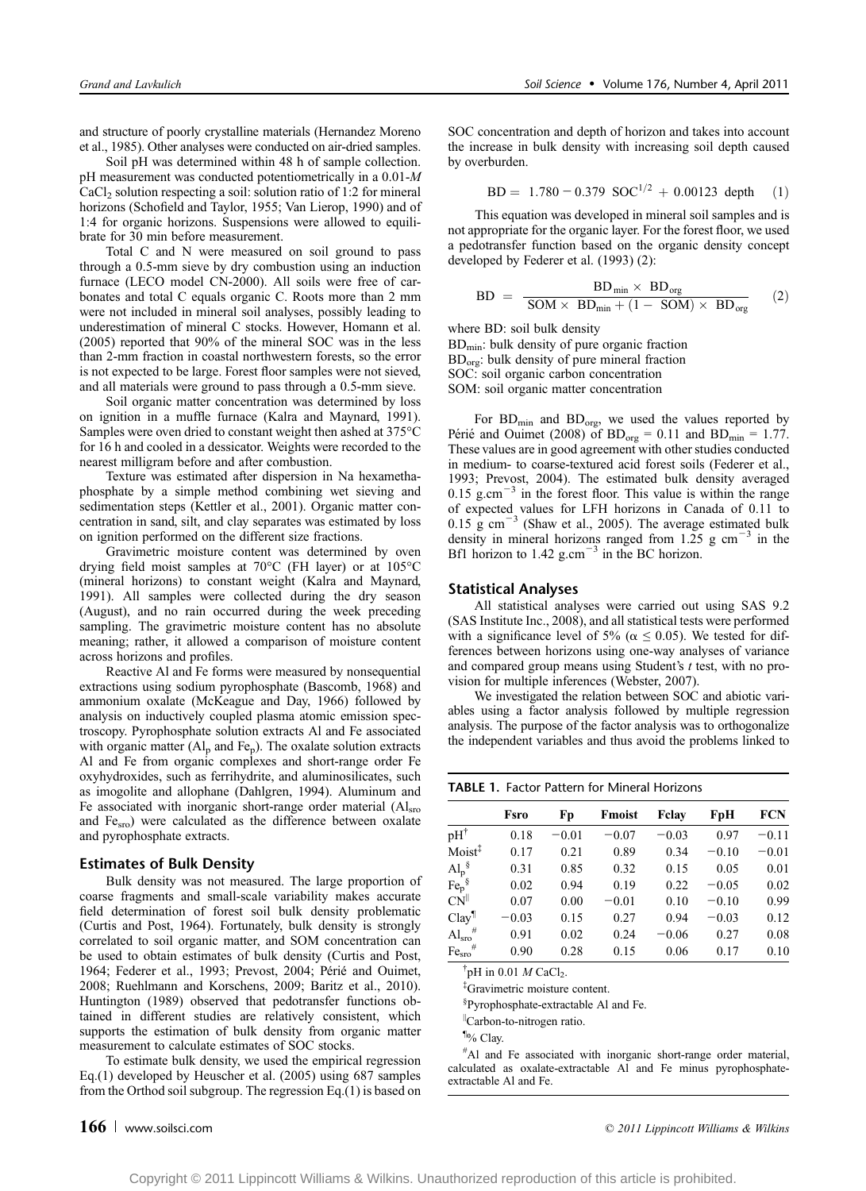and structure of poorly crystalline materials (Hernandez Moreno et al., 1985). Other analyses were conducted on air-dried samples.

Soil pH was determined within 48 h of sample collection. pH measurement was conducted potentiometrically in a 0.01-*M* $CaCl_2$ solution respecting a soil: solution ratio of 1:2 for mineral horizons (Schofield and Taylor, 1955; Van Lierop, 1990) and of 1:4 for organic horizons. Suspensions were allowed to equilibrate for 30 min before measurement.

Total C and N were measured on soil ground to pass through a 0.5-mm sieve by dry combustion using an induction furnace (LECO model CN-2000). All soils were free of carbonates and total C equals organic C. Roots more than 2 mm were not included in mineral soil analyses, possibly leading to underestimation of mineral C stocks. However, Homann et al. (2005) reported that 90% of the mineral SOC was in the less than 2-mm fraction in coastal northwestern forests, so the error is not expected to be large. Forest floor samples were not sieved, and all materials were ground to pass through a 0.5-mm sieve.

Soil organic matter concentration was determined by loss on ignition in a muffle furnace (Kalra and Maynard, 1991). Samples were oven dried to constant weight then ashed at 375°C for 16 h and cooled in a dessicator. Weights were recorded to the nearest milligram before and after combustion.

Texture was estimated after dispersion in Na hexamethaphosphate by a simple method combining wet sieving and sedimentation steps (Kettler et al., 2001). Organic matter concentration in sand, silt, and clay separates was estimated by loss on ignition performed on the different size fractions.

Gravimetric moisture content was determined by oven drying field moist samples at 70°C (FH layer) or at 105°C (mineral horizons) to constant weight (Kalra and Maynard, 1991). All samples were collected during the dry season (August), and no rain occurred during the week preceding sampling. The gravimetric moisture content has no absolute meaning; rather, it allowed a comparison of moisture content across horizons and profiles.

Reactive Al and Fe forms were measured by nonsequential extractions using sodium pyrophosphate (Bascomb, 1968) and ammonium oxalate (McKeague and Day, 1966) followed by analysis on inductively coupled plasma atomic emission spectroscopy. Pyrophosphate solution extracts Al and Fe associated with organic matter ($Al_p$ and $Fe_p$). The oxalate solution extracts Al and Fe from organic complexes and short-range order Fe oxyhydroxides, such as ferrihydrite, and aluminosilicates, such as imogolite and allophane (Dahlgren, 1994). Aluminum and Fe associated with inorganic short-range order material ($Al_{sro}$ and $Fe_{sro}$) were calculated as the difference between oxalate and pyrophosphate extracts.

## Estimates of Bulk Density

Bulk density was not measured. The large proportion of coarse fragments and small-scale variability makes accurate field determination of forest soil bulk density problematic (Curtis and Post, 1964). Fortunately, bulk density is strongly correlated to soil organic matter, and SOM concentration can be used to obtain estimates of bulk density (Curtis and Post, 1964; Federer et al., 1993; Prevost, 2004; Périé and Ouimet, 2008; Ruehlmann and Korschens, 2009; Baritz et al., 2010). Huntington (1989) observed that pedotransfer functions obtained in different studies are relatively consistent, which supports the estimation of bulk density from organic matter measurement to calculate estimates of SOC stocks.

To estimate bulk density, we used the empirical regression Eq.(1) developed by Heuscher et al. (2005) using 687 samples from the Orthod soil subgroup. The regression Eq.(1) is based on SOC concentration and depth of horizon and takes into account the increase in bulk density with increasing soil depth caused by overburden.

$$\mathrm{BD} = 1.780 - 0.379\ \mathrm{SOC}^{1/2} + 0.00123\ \mathrm{depth} \quad (1)$$

This equation was developed in mineral soil samples and is not appropriate for the organic layer. For the forest floor, we used a pedotransfer function based on the organic density concept developed by Federer et al. (1993) (2):

$$\mathrm{BD} = \frac{\mathrm{BD}_{\min} \times \mathrm{BD}_{\mathrm{org}}}{\mathrm{SOM} \times \mathrm{BD}_{\min} + (1 - \mathrm{SOM}) \times \mathrm{BD}_{\mathrm{org}}} \quad (2)$$

where BD: soil bulk density
$BD_{min}$: bulk density of pure organic fraction
$BD_{org}$: bulk density of pure mineral fraction
SOC: soil organic carbon concentration
SOM: soil organic matter concentration

For $BD_{min}$ and $BD_{org}$, we used the values reported by Périé and Ouimet (2008) of $BD_{org}$ = 0.11 and $BD_{min}$ = 1.77. These values are in good agreement with other studies conducted in medium- to coarse-textured acid forest soils (Federer et al., 1993; Prevost, 2004). The estimated bulk density averaged 0.15 $g.cm^{-3}$ in the forest floor. This value is within the range of expected values for LFH horizons in Canada of 0.11 to 0.15 $g\ cm^{-3}$ (Shaw et al., 2005). The average estimated bulk density in mineral horizons ranged from 1.25 $g\ cm^{-3}$ in the Bf1 horizon to 1.42 $g.cm^{-3}$ in the BC horizon.

## Statistical Analyses

All statistical analyses were carried out using SAS 9.2 (SAS Institute Inc., 2008), and all statistical tests were performed with a significance level of 5% ($\alpha \le 0.05$). We tested for differences between horizons using one-way analyses of variance and compared group means using Student's *t* test, with no provision for multiple inferences (Webster, 2007).

We investigated the relation between SOC and abiotic variables using a factor analysis followed by multiple regression analysis. The purpose of the factor analysis was to orthogonalize the independent variables and thus avoid the problems linked to

**TABLE 1.** Factor Pattern for Mineral Horizons

| | Fsro | Fp | Fmoist | Fclay | FpH | FCN |
|---|---|---|---|---|---|---|
| pH[†] | 0.18 | −0.01 | −0.07 | −0.03 | 0.97 | −0.11 |
| Moist[‡] | 0.17 | 0.21 | 0.89 | 0.34 | −0.10 | −0.01 |
| $Al_p$[§] | 0.31 | 0.85 | 0.32 | 0.15 | 0.05 | 0.01 |
| $Fe_p$[§] | 0.02 | 0.94 | 0.19 | 0.22 | −0.05 | 0.02 |
| CN[‖] | 0.07 | 0.00 | −0.01 | 0.10 | −0.10 | 0.99 |
| Clay[¶] | −0.03 | 0.15 | 0.27 | 0.94 | −0.03 | 0.12 |
| $Al_{sro}$[#] | 0.91 | 0.02 | 0.24 | −0.06 | 0.27 | 0.08 |
| $Fe_{sro}$[#] | 0.90 | 0.28 | 0.15 | 0.06 | 0.17 | 0.10 |

[†]pH in 0.01 *M* $CaCl_2$.

[‡]Gravimetric moisture content.

[§]Pyrophosphate-extractable Al and Fe.

[‖]Carbon-to-nitrogen ratio.

[¶]% Clay.

[#]Al and Fe associated with inorganic short-range order material, calculated as oxalate-extractable Al and Fe minus pyrophosphate-extractable Al and Fe.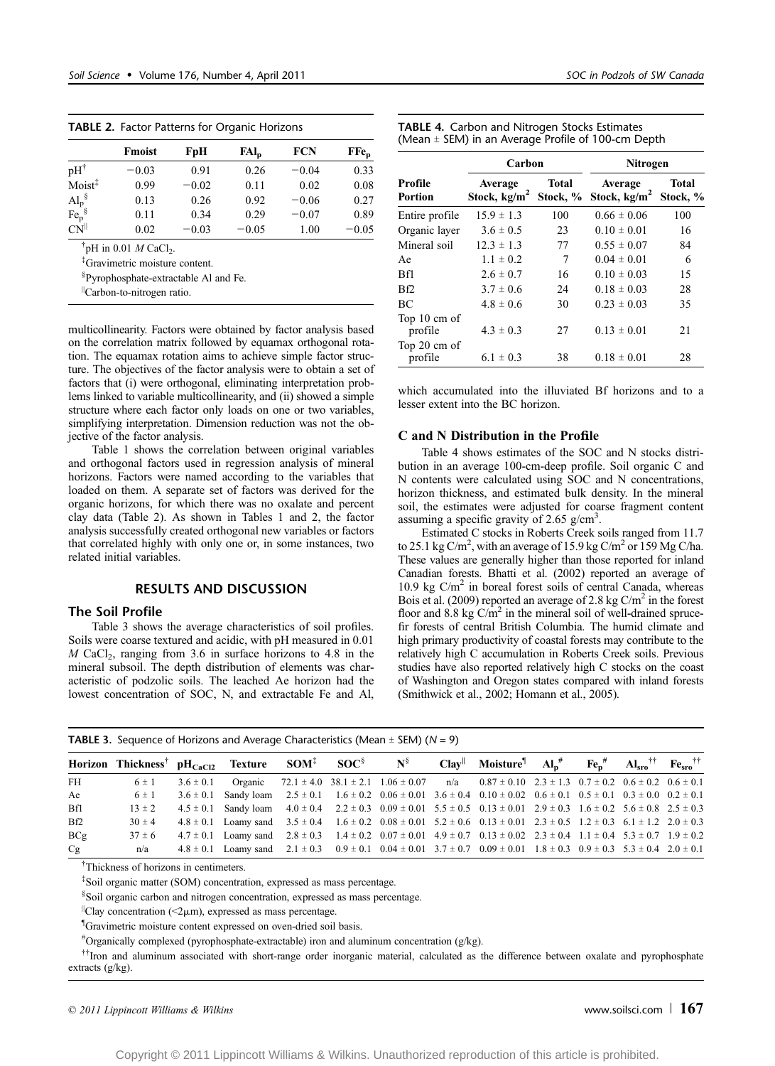**TABLE 2.** Factor Patterns for Organic Horizons

| | Fmoist | FpH | $FAl_p$ | FCN | $FFe_p$ |
|---|---|---|---|---|---|
| pH[†] | −0.03 | 0.91 | 0.26 | −0.04 | 0.33 |
| Moist[‡] | 0.99 | −0.02 | 0.11 | 0.02 | 0.08 |
| $Al_p$[§] | 0.13 | 0.26 | 0.92 | −0.06 | 0.27 |
| $Fe_p$[§] | 0.11 | 0.34 | 0.29 | −0.07 | 0.89 |
| CN[‖] | 0.02 | −0.03 | −0.05 | 1.00 | −0.05 |

[†]pH in 0.01 *M* $CaCl_2$.

[‡]Gravimetric moisture content.

[§]Pyrophosphate-extractable Al and Fe.

[‖]Carbon-to-nitrogen ratio.

multicollinearity. Factors were obtained by factor analysis based on the correlation matrix followed by equamax orthogonal rotation. The equamax rotation aims to achieve simple factor structure. The objectives of the factor analysis were to obtain a set of factors that (i) were orthogonal, eliminating interpretation problems linked to variable multicollinearity, and (ii) showed a simple structure where each factor only loads on one or two variables, simplifying interpretation. Dimension reduction was not the objective of the factor analysis.

Table 1 shows the correlation between original variables and orthogonal factors used in regression analysis of mineral horizons. Factors were named according to the variables that loaded on them. A separate set of factors was derived for the organic horizons, for which there was no oxalate and percent clay data (Table 2). As shown in Tables 1 and 2, the factor analysis successfully created orthogonal new variables or factors that correlated highly with only one or, in some instances, two related initial variables.

## RESULTS AND DISCUSSION

### The Soil Profile

Table 3 shows the average characteristics of soil profiles. Soils were coarse textured and acidic, with pH measured in 0.01 *M* $CaCl_2$, ranging from 3.6 in surface horizons to 4.8 in the mineral subsoil. The depth distribution of elements was characteristic of podzolic soils. The leached Ae horizon had the lowest concentration of SOC, N, and extractable Fe and Al, which accumulated into the illuviated Bf horizons and to a lesser extent into the BC horizon.

**TABLE 4.** Carbon and Nitrogen Stocks Estimates (Mean ± SEM) in an Average Profile of 100-cm Depth

| Profile Portion | Carbon | | Nitrogen | |
|---|---|---|---|---|
| | Average Stock, $kg/m^2$ | Total Stock, % | Average Stock, $kg/m^2$ | Total Stock, % |
| Entire profile | 15.9 ± 1.3 | 100 | 0.66 ± 0.06 | 100 |
| Organic layer | 3.6 ± 0.5 | 23 | 0.10 ± 0.01 | 16 |
| Mineral soil | 12.3 ± 1.3 | 77 | 0.55 ± 0.07 | 84 |
| Ae | 1.1 ± 0.2 | 7 | 0.04 ± 0.01 | 6 |
| Bf1 | 2.6 ± 0.7 | 16 | 0.10 ± 0.03 | 15 |
| Bf2 | 3.7 ± 0.6 | 24 | 0.18 ± 0.03 | 28 |
| BC | 4.8 ± 0.6 | 30 | 0.23 ± 0.03 | 35 |
| Top 10 cm of profile | 4.3 ± 0.3 | 27 | 0.13 ± 0.01 | 21 |
| Top 20 cm of profile | 6.1 ± 0.3 | 38 | 0.18 ± 0.01 | 28 |

### C and N Distribution in the Profile

Table 4 shows estimates of the SOC and N stocks distribution in an average 100-cm-deep profile. Soil organic C and N contents were calculated using SOC and N concentrations, horizon thickness, and estimated bulk density. In the mineral soil, the estimates were adjusted for coarse fragment content assuming a specific gravity of 2.65 $g/cm^3$.

Estimated C stocks in Roberts Creek soils ranged from 11.7 to 25.1 kg $C/m^2$, with an average of 15.9 kg $C/m^2$ or 159 Mg C/ha. These values are generally higher than those reported for inland Canadian forests. Bhatti et al. (2002) reported an average of 10.9 kg $C/m^2$ in boreal forest soils of central Canada, whereas Bois et al. (2009) reported an average of 2.8 kg $C/m^2$ in the forest floor and 8.8 kg $C/m^2$ in the mineral soil of well-drained spruce-fir forests of central British Columbia. The humid climate and high primary productivity of coastal forests may contribute to the relatively high C accumulation in Roberts Creek soils. Previous studies have also reported relatively high C stocks on the coast of Washington and Oregon states compared with inland forests (Smithwick et al., 2002; Homann et al., 2005).

**TABLE 3.** Sequence of Horizons and Average Characteristics (Mean ± SEM) (*N* = 9)

| Horizon | Thickness[†] | $pH_{CaCl2}$ | Texture | SOM[‡] | SOC[§] | N[§] | Clay[‖] | Moisture[¶] | $Al_p$[#] | $Fe_p$[#] | $Al_{sro}$[††] | $Fe_{sro}$[††] |
|---|---|---|---|---|---|---|---|---|---|---|---|---|
| FH | 6 ± 1 | 3.6 ± 0.1 | Organic | 72.1 ± 4.0 | 38.1 ± 2.1 | 1.06 ± 0.07 | n/a | 0.87 ± 0.10 | 2.3 ± 1.3 | 0.7 ± 0.2 | 0.6 ± 0.2 | 0.6 ± 0.1 |
| Ae | 6 ± 1 | 3.6 ± 0.1 | Sandy loam | 2.5 ± 0.1 | 1.6 ± 0.2 | 0.06 ± 0.01 | 3.6 ± 0.4 | 0.10 ± 0.02 | 0.6 ± 0.1 | 0.5 ± 0.1 | 0.3 ± 0.0 | 0.2 ± 0.1 |
| Bf1 | 13 ± 2 | 4.5 ± 0.1 | Sandy loam | 4.0 ± 0.4 | 2.2 ± 0.3 | 0.09 ± 0.01 | 5.5 ± 0.5 | 0.13 ± 0.01 | 2.9 ± 0.3 | 1.6 ± 0.2 | 5.6 ± 0.8 | 2.5 ± 0.3 |
| Bf2 | 30 ± 4 | 4.8 ± 0.1 | Loamy sand | 3.5 ± 0.4 | 1.6 ± 0.2 | 0.08 ± 0.01 | 5.2 ± 0.6 | 0.13 ± 0.01 | 2.3 ± 0.5 | 1.2 ± 0.3 | 6.1 ± 1.2 | 2.0 ± 0.3 |
| BCg | 37 ± 6 | 4.7 ± 0.1 | Loamy sand | 2.8 ± 0.3 | 1.4 ± 0.2 | 0.07 ± 0.01 | 4.9 ± 0.7 | 0.13 ± 0.02 | 2.3 ± 0.4 | 1.1 ± 0.4 | 5.3 ± 0.7 | 1.9 ± 0.2 |
| Cg | n/a | 4.8 ± 0.1 | Loamy sand | 2.1 ± 0.3 | 0.9 ± 0.1 | 0.04 ± 0.01 | 3.7 ± 0.7 | 0.09 ± 0.01 | 1.8 ± 0.3 | 0.9 ± 0.3 | 5.3 ± 0.4 | 2.0 ± 0.1 |

[†]Thickness of horizons in centimeters.

[‡]Soil organic matter (SOM) concentration, expressed as mass percentage.

[§]Soil organic carbon and nitrogen concentration, expressed as mass percentage.

[‖]Clay concentration (<2μm), expressed as mass percentage.

[¶]Gravimetric moisture content expressed on oven-dried soil basis.

[#]Organically complexed (pyrophosphate-extractable) iron and aluminum concentration (g/kg).

[††]Iron and aluminum associated with short-range order inorganic material, calculated as the difference between oxalate and pyrophosphate extracts (g/kg).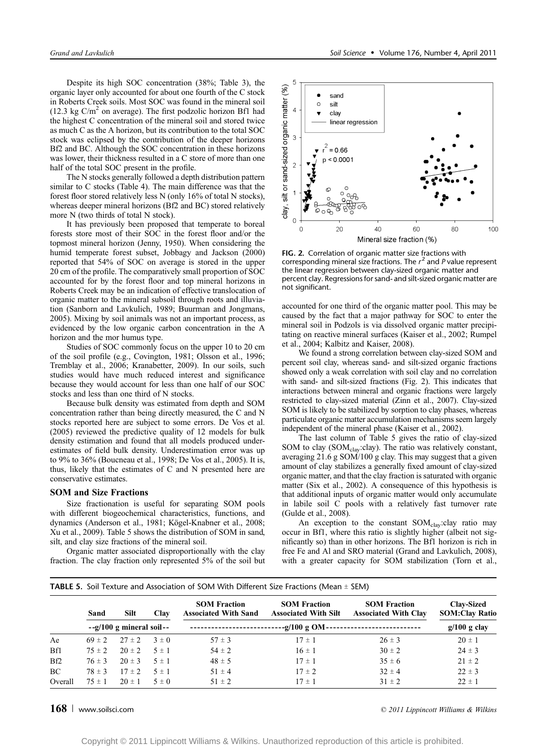Despite its high SOC concentration (38%; Table 3), the organic layer only accounted for about one fourth of the C stock in Roberts Creek soils. Most SOC was found in the mineral soil (12.3 kg C/m$^2$ on average). The first podzolic horizon Bf1 had the highest C concentration of the mineral soil and stored twice as much C as the A horizon, but its contribution to the total SOC stock was eclipsed by the contribution of the deeper horizons Bf2 and BC. Although the SOC concentration in these horizons was lower, their thickness resulted in a C store of more than one half of the total SOC present in the profile.

The N stocks generally followed a depth distribution pattern similar to C stocks (Table 4). The main difference was that the forest floor stored relatively less N (only 16% of total N stocks), whereas deeper mineral horizons (Bf2 and BC) stored relatively more N (two thirds of total N stock).

It has previously been proposed that temperate to boreal forests store most of their SOC in the forest floor and/or the topmost mineral horizon (Jenny, 1950). When considering the humid temperate forest subset, Jobbagy and Jackson (2000) reported that 54% of SOC on average is stored in the upper 20 cm of the profile. The comparatively small proportion of SOC accounted for by the forest floor and top mineral horizons in Roberts Creek may be an indication of effective translocation of organic matter to the mineral subsoil through roots and illuviation (Sanborn and Lavkulich, 1989; Buurman and Jongmans, 2005). Mixing by soil animals was not an important process, as evidenced by the low organic carbon concentration in the A horizon and the mor humus type.

Studies of SOC commonly focus on the upper 10 to 20 cm of the soil profile (e.g., Covington, 1981; Olsson et al., 1996; Tremblay et al., 2006; Kranabetter, 2009). In our soils, such studies would have much reduced interest and significance because they would account for less than one half of our SOC stocks and less than one third of N stocks.

Because bulk density was estimated from depth and SOM concentration rather than being directly measured, the C and N stocks reported here are subject to some errors. De Vos et al. (2005) reviewed the predictive quality of 12 models for bulk density estimation and found that all models produced underestimates of field bulk density. Underestimation error was up to 9% to 36% (Boucneau et al., 1998; De Vos et al., 2005). It is, thus, likely that the estimates of C and N presented here are conservative estimates.

### SOM and Size Fractions

Size fractionation is useful for separating SOM pools with different biogeochemical characteristics, functions, and dynamics (Anderson et al., 1981; Kögel-Knabner et al., 2008; Xu et al., 2009). Table 5 shows the distribution of SOM in sand, silt, and clay size fractions of the mineral soil.

Organic matter associated disproportionally with the clay fraction. The clay fraction only represented 5% of the soil but accounted for one third of the organic matter pool. This may be caused by the fact that a major pathway for SOC to enter the mineral soil in Podzols is via dissolved organic matter precipitating on reactive mineral surfaces (Kaiser et al., 2002; Rumpel et al., 2004; Kalbitz and Kaiser, 2008).

**FIG. 2.** Correlation of organic matter size fractions with corresponding mineral size fractions. The $r^2$ and $P$ value represent the linear regression between clay-sized organic matter and percent clay. Regressions for sand- and silt-sized organic matter are not significant.

We found a strong correlation between clay-sized SOM and percent soil clay, whereas sand- and silt-sized organic fractions showed only a weak correlation with soil clay and no correlation with sand- and silt-sized fractions (Fig. 2). This indicates that interactions between mineral and organic fractions were largely restricted to clay-sized material (Zinn et al., 2007). Clay-sized SOM is likely to be stabilized by sorption to clay phases, whereas particulate organic matter accumulation mechanisms seem largely independent of the mineral phase (Kaiser et al., 2002).

The last column of Table 5 gives the ratio of clay-sized SOM to clay ($SOM_{clay}$:clay). The ratio was relatively constant, averaging 21.6 g SOM/100 g clay. This may suggest that a given amount of clay stabilizes a generally fixed amount of clay-sized organic matter, and that the clay fraction is saturated with organic matter (Six et al., 2002). A consequence of this hypothesis is that additional inputs of organic matter would only accumulate in labile soil C pools with a relatively fast turnover rate (Gulde et al., 2008).

An exception to the constant $SOM_{clay}$:clay ratio may occur in Bf1, where this ratio is slightly higher (albeit not significantly so) than in other horizons. The Bf1 horizon is rich in free Fe and Al and SRO material (Grand and Lavkulich, 2008), with a greater capacity for SOM stabilization (Torn et al.,

**TABLE 5.** Soil Texture and Association of SOM With Different Size Fractions (Mean ± SEM)

| | Sand | Silt | Clay | SOM Fraction Associated With Sand | SOM Fraction Associated With Silt | SOM Fraction Associated With Clay | Clay-Sized SOM:Clay Ratio |
|---|---|---|---|---|---|---|---|
| | --g/100 g mineral soil-- | | | --g/100 g OM-- | | | g/100 g clay |
| Ae | 69 ± 2 | 27 ± 2 | 3 ± 0 | 57 ± 3 | 17 ± 1 | 26 ± 3 | 20 ± 1 |
| Bf1 | 75 ± 2 | 20 ± 2 | 5 ± 1 | 54 ± 2 | 16 ± 1 | 30 ± 2 | 24 ± 3 |
| Bf2 | 76 ± 3 | 20 ± 3 | 5 ± 1 | 48 ± 5 | 17 ± 1 | 35 ± 6 | 21 ± 2 |
| BC | 78 ± 3 | 17 ± 2 | 5 ± 1 | 51 ± 4 | 17 ± 2 | 32 ± 4 | 22 ± 3 |
| Overall | 75 ± 1 | 20 ± 1 | 5 ± 0 | 51 ± 2 | 17 ± 1 | 31 ± 2 | 22 ± 1 |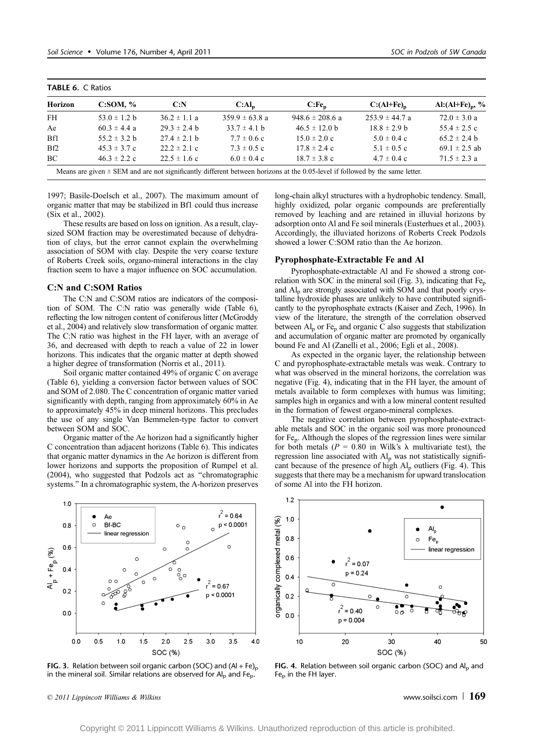**TABLE 6.** C Ratios

| Horizon | C:SOM, % | C:N | $C:Al_p$ | $C:Fe_p$ | $C:(Al+Fe)_p$ | $Al:(Al+Fe)_p$, % |
|---|---|---|---|---|---|---|
| FH | 53.0 ± 1.2 b | 36.2 ± 1.1 a | 359.9 ± 63.8 a | 948.6 ± 208.6 a | 253.9 ± 44.7 a | 72.0 ± 3.0 a |
| Ae | 60.3 ± 4.4 a | 29.3 ± 2.4 b | 33.7 ± 4.1 b | 46.5 ± 12.0 b | 18.8 ± 2.9 b | 55.4 ± 2.5 c |
| Bf1 | 55.2 ± 3.2 b | 27.4 ± 2.1 b | 7.7 ± 0.6 c | 15.0 ± 2.0 c | 5.0 ± 0.4 c | 65.2 ± 2.4 b |
| Bf2 | 45.3 ± 3.7 c | 22.2 ± 2.1 c | 7.3 ± 0.5 c | 17.8 ± 2.4 c | 5.1 ± 0.5 c | 69.1 ± 2.5 ab |
| BC | 46.3 ± 2.2 c | 22.5 ± 1.6 c | 6.0 ± 0.4 c | 18.7 ± 3.8 c | 4.7 ± 0.4 c | 71.5 ± 2.3 a |

Means are given ± SEM and are not significantly different between horizons at the 0.05-level if followed by the same letter.

1997; Basile-Doelsch et al., 2007). The maximum amount of organic matter that may be stabilized in Bf1 could thus increase (Six et al., 2002).

These results are based on loss on ignition. As a result, clay-sized SOM fraction may be overestimated because of dehydration of clays, but the error cannot explain the overwhelming association of SOM with clay. Despite the very coarse texture of Roberts Creek soils, organo-mineral interactions in the clay fraction seem to have a major influence on SOC accumulation.

### C:N and C:SOM Ratios

The C:N and C:SOM ratios are indicators of the composition of SOM. The C:N ratio was generally wide (Table 6), reflecting the low nitrogen content of coniferous litter (McGroddy et al., 2004) and relatively slow transformation of organic matter. The C:N ratio was highest in the FH layer, with an average of 36, and decreased with depth to reach a value of 22 in lower horizons. This indicates that the organic matter at depth showed a higher degree of transformation (Norris et al., 2011).

Soil organic matter contained 49% of organic C on average (Table 6), yielding a conversion factor between values of SOC and SOM of 2.080. The C concentration of organic matter varied significantly with depth, ranging from approximately 60% in Ae to approximately 45% in deep mineral horizons. This precludes the use of any single Van Bemmelen-type factor to convert between SOM and SOC.

Organic matter of the Ae horizon had a significantly higher C concentration than adjacent horizons (Table 6). This indicates that organic matter dynamics in the Ae horizon is different from lower horizons and supports the proposition of Rumpel et al. (2004), who suggested that Podzols act as "chromatographic systems." In a chromatographic system, the A-horizon preserves long-chain alkyl structures with a hydrophobic tendency. Small, highly oxidized, polar organic compounds are preferentially removed by leaching and are retained in illuvial horizons by adsorption onto Al and Fe soil minerals (Eusterhues et al., 2003). Accordingly, the illuviated horizons of Roberts Creek Podzols showed a lower C:SOM ratio than the Ae horizon.

### Pyrophosphate-Extractable Fe and Al

Pyrophosphate-extractable Al and Fe showed a strong correlation with SOC in the mineral soil (Fig. 3), indicating that $Fe_p$ and $Al_p$ are strongly associated with SOM and that poorly crystalline hydroxide phases are unlikely to have contributed significantly to the pyrophosphate extracts (Kaiser and Zech, 1996). In view of the literature, the strength of the correlation observed between $Al_p$ or $Fe_p$ and organic C also suggests that stabilization and accumulation of organic matter are promoted by organically bound Fe and Al (Zanelli et al., 2006; Egli et al., 2008).

As expected in the organic layer, the relationship between C and pyrophosphate-extractable metals was weak. Contrary to what was observed in the mineral horizons, the correlation was negative (Fig. 4), indicating that in the FH layer, the amount of metals available to form complexes with humus was limiting; samples high in organics and with a low mineral content resulted in the formation of fewest organo-mineral complexes.

The negative correlation between pyrophosphate-extractable metals and SOC in the organic soil was more pronounced for $Fe_p$. Although the slopes of the regression lines were similar for both metals ($P$ = 0.80 in Wilk's λ multivariate test), the regression line associated with $Al_p$ was not statistically significant because of the presence of high $Al_p$ outliers (Fig. 4). This suggests that there may be a mechanism for upward translocation of some Al into the FH horizon.

**FIG. 3.** Relation between soil organic carbon (SOC) and $(Al + Fe)_p$ in the mineral soil. Similar relations are observed for $Al_p$ and $Fe_p$.

**FIG. 4.** Relation between soil organic carbon (SOC) and $Al_p$ and $Fe_p$ in the FH layer.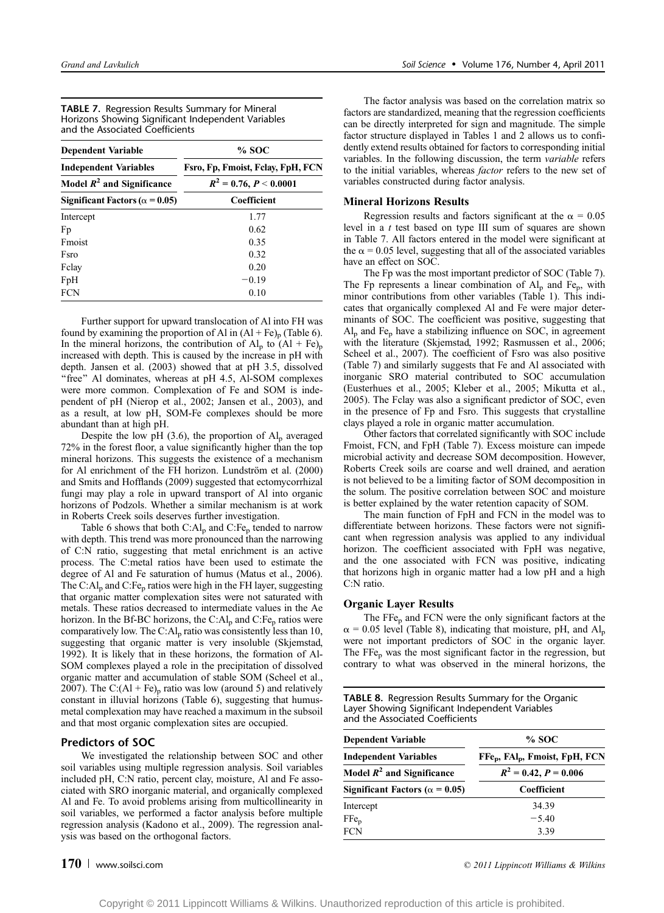**TABLE 7.** Regression Results Summary for Mineral Horizons Showing Significant Independent Variables and the Associated Coefficients

| Dependent Variable | % SOC |
|---|---|
| Independent Variables | Fsro, Fp, Fmoist, Fclay, FpH, FCN |
| Model $R^2$ and Significance | $R^2 = 0.76$, $P < 0.0001$ |
| Significant Factors ($\alpha = 0.05$) | Coefficient |
| Intercept | 1.77 |
| Fp | 0.62 |
| Fmoist | 0.35 |
| Fsro | 0.32 |
| Fclay | 0.20 |
| FpH | −0.19 |
| FCN | 0.10 |

Further support for upward translocation of Al into FH was found by examining the proportion of Al in $(Al + Fe)_p$ (Table 6). In the mineral horizons, the contribution of $Al_p$ to $(Al + Fe)_p$ increased with depth. This is caused by the increase in pH with depth. Jansen et al. (2003) showed that at pH 3.5, dissolved "free" Al dominates, whereas at pH 4.5, Al-SOM complexes were more common. Complexation of Fe and SOM is independent of pH (Nierop et al., 2002; Jansen et al., 2003), and as a result, at low pH, SOM-Fe complexes should be more abundant than at high pH.

Despite the low pH (3.6), the proportion of $Al_p$ averaged 72% in the forest floor, a value significantly higher than the top mineral horizons. This suggests the existence of a mechanism for Al enrichment of the FH horizon. Lundström et al. (2000) and Smits and Hofflands (2009) suggested that ectomycorrhizal fungi may play a role in upward transport of Al into organic horizons of Podzols. Whether a similar mechanism is at work in Roberts Creek soils deserves further investigation.

Table 6 shows that both $C{:}Al_p$ and $C{:}Fe_p$ tended to narrow with depth. This trend was more pronounced than the narrowing of C:N ratio, suggesting that metal enrichment is an active process. The C:metal ratios have been used to estimate the degree of Al and Fe saturation of humus (Matus et al., 2006). The $C{:}Al_p$ and $C{:}Fe_p$ ratios were high in the FH layer, suggesting that organic matter complexation sites were not saturated with metals. These ratios decreased to intermediate values in the Ae horizon. In the Bf-BC horizons, the $C{:}Al_p$ and $C{:}Fe_p$ ratios were comparatively low. The $C{:}Al_p$ ratio was consistently less than 10, suggesting that organic matter is very insoluble (Skjemstad, 1992). It is likely that in these horizons, the formation of Al-SOM complexes played a role in the precipitation of dissolved organic matter and accumulation of stable SOM (Scheel et al., 2007). The $C{:}(Al + Fe)_p$ ratio was low (around 5) and relatively constant in illuvial horizons (Table 6), suggesting that humus-metal complexation may have reached a maximum in the subsoil and that most organic complexation sites are occupied.

## Predictors of SOC

We investigated the relationship between SOC and other soil variables using multiple regression analysis. Soil variables included pH, C:N ratio, percent clay, moisture, Al and Fe associated with SRO inorganic material, and organically complexed Al and Fe. To avoid problems arising from multicollinearity in soil variables, we performed a factor analysis before multiple regression analysis (Kadono et al., 2009). The regression analysis was based on the orthogonal factors.

The factor analysis was based on the correlation matrix so factors are standardized, meaning that the regression coefficients can be directly interpreted for sign and magnitude. The simple factor structure displayed in Tables 1 and 2 allows us to confidently extend results obtained for factors to corresponding initial variables. In the following discussion, the term *variable* refers to the initial variables, whereas *factor* refers to the new set of variables constructed during factor analysis.

### Mineral Horizons Results

Regression results and factors significant at the $\alpha = 0.05$ level in a $t$ test based on type III sum of squares are shown in Table 7. All factors entered in the model were significant at the $\alpha = 0.05$ level, suggesting that all of the associated variables have an effect on SOC.

The Fp was the most important predictor of SOC (Table 7). The Fp represents a linear combination of $Al_p$ and $Fe_p$, with minor contributions from other variables (Table 1). This indicates that organically complexed Al and Fe were major determinants of SOC. The coefficient was positive, suggesting that $Al_p$ and $Fe_p$ have a stabilizing influence on SOC, in agreement with the literature (Skjemstad, 1992; Rasmussen et al., 2006; Scheel et al., 2007). The coefficient of Fsro was also positive (Table 7) and similarly suggests that Fe and Al associated with inorganic SRO material contributed to SOC accumulation (Eusterhues et al., 2005; Kleber et al., 2005; Mikutta et al., 2005). The Fclay was also a significant predictor of SOC, even in the presence of Fp and Fsro. This suggests that crystalline clays played a role in organic matter accumulation.

Other factors that correlated significantly with SOC include Fmoist, FCN, and FpH (Table 7). Excess moisture can impede microbial activity and decrease SOM decomposition. However, Roberts Creek soils are coarse and well drained, and aeration is not believed to be a limiting factor of SOM decomposition in the solum. The positive correlation between SOC and moisture is better explained by the water retention capacity of SOM.

The main function of FpH and FCN in the model was to differentiate between horizons. These factors were not significant when regression analysis was applied to any individual horizon. The coefficient associated with FpH was negative, and the one associated with FCN was positive, indicating that horizons high in organic matter had a low pH and a high C:N ratio.

### Organic Layer Results

The $FFe_p$ and FCN were the only significant factors at the $\alpha = 0.05$ level (Table 8), indicating that moisture, pH, and $Al_p$ were not important predictors of SOC in the organic layer. The $FFe_p$ was the most significant factor in the regression, but contrary to what was observed in the mineral horizons, the

**TABLE 8.** Regression Results Summary for the Organic Layer Showing Significant Independent Variables and the Associated Coefficients

| Dependent Variable | % SOC |
|---|---|
| Independent Variables | $FFe_p$, $FAl_p$, Fmoist, FpH, FCN |
| Model $R^2$ and Significance | $R^2 = 0.42$, $P = 0.006$ |
| Significant Factors ($\alpha = 0.05$) | Coefficient |
| Intercept | 34.39 |
| $FFe_p$ | −5.40 |
| FCN | 3.39 |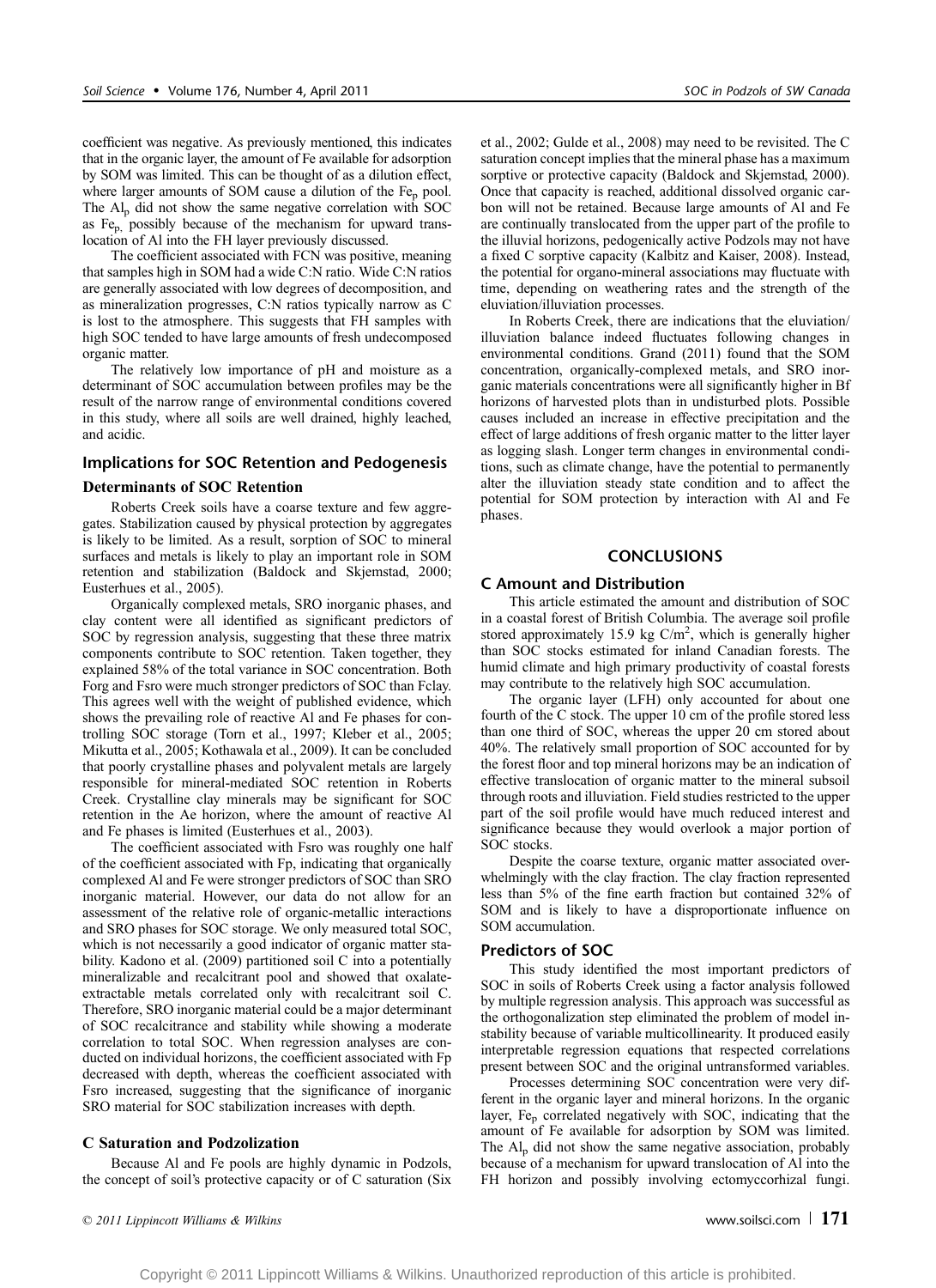coefficient was negative. As previously mentioned, this indicates that in the organic layer, the amount of Fe available for adsorption by SOM was limited. This can be thought of as a dilution effect, where larger amounts of SOM cause a dilution of the $Fe_p$ pool. The $Al_p$ did not show the same negative correlation with SOC as $Fe_p$, possibly because of the mechanism for upward translocation of Al into the FH layer previously discussed.

The coefficient associated with FCN was positive, meaning that samples high in SOM had a wide C:N ratio. Wide C:N ratios are generally associated with low degrees of decomposition, and as mineralization progresses, C:N ratios typically narrow as C is lost to the atmosphere. This suggests that FH samples with high SOC tended to have large amounts of fresh undecomposed organic matter.

The relatively low importance of pH and moisture as a determinant of SOC accumulation between profiles may be the result of the narrow range of environmental conditions covered in this study, where all soils are well drained, highly leached, and acidic.

## Implications for SOC Retention and Pedogenesis

### Determinants of SOC Retention

Roberts Creek soils have a coarse texture and few aggregates. Stabilization caused by physical protection by aggregates is likely to be limited. As a result, sorption of SOC to mineral surfaces and metals is likely to play an important role in SOM retention and stabilization (Baldock and Skjemstad, 2000; Eusterhues et al., 2005).

Organically complexed metals, SRO inorganic phases, and clay content were all identified as significant predictors of SOC by regression analysis, suggesting that these three matrix components contribute to SOC retention. Taken together, they explained 58% of the total variance in SOC concentration. Both Forg and Fsro were much stronger predictors of SOC than Fclay. This agrees well with the weight of published evidence, which shows the prevailing role of reactive Al and Fe phases for controlling SOC storage (Torn et al., 1997; Kleber et al., 2005; Mikutta et al., 2005; Kothawala et al., 2009). It can be concluded that poorly crystalline phases and polyvalent metals are largely responsible for mineral-mediated SOC retention in Roberts Creek. Crystalline clay minerals may be significant for SOC retention in the Ae horizon, where the amount of reactive Al and Fe phases is limited (Eusterhues et al., 2003).

The coefficient associated with Fsro was roughly one half of the coefficient associated with Fp, indicating that organically complexed Al and Fe were stronger predictors of SOC than SRO inorganic material. However, our data do not allow for an assessment of the relative role of organic-metallic interactions and SRO phases for SOC storage. We only measured total SOC, which is not necessarily a good indicator of organic matter stability. Kadono et al. (2009) partitioned soil C into a potentially mineralizable and recalcitrant pool and showed that oxalate-extractable metals correlated only with recalcitrant soil C. Therefore, SRO inorganic material could be a major determinant of SOC recalcitrance and stability while showing a moderate correlation to total SOC. When regression analyses are conducted on individual horizons, the coefficient associated with Fp decreased with depth, whereas the coefficient associated with Fsro increased, suggesting that the significance of inorganic SRO material for SOC stabilization increases with depth.

### C Saturation and Podzolization

Because Al and Fe pools are highly dynamic in Podzols, the concept of soil's protective capacity or of C saturation (Six et al., 2002; Gulde et al., 2008) may need to be revisited. The C saturation concept implies that the mineral phase has a maximum sorptive or protective capacity (Baldock and Skjemstad, 2000). Once that capacity is reached, additional dissolved organic carbon will not be retained. Because large amounts of Al and Fe are continually translocated from the upper part of the profile to the illuvial horizons, pedogenically active Podzols may not have a fixed C sorptive capacity (Kalbitz and Kaiser, 2008). Instead, the potential for organo-mineral associations may fluctuate with time, depending on weathering rates and the strength of the eluviation/illuviation processes.

In Roberts Creek, there are indications that the eluviation/illuviation balance indeed fluctuates following changes in environmental conditions. Grand (2011) found that the SOM concentration, organically-complexed metals, and SRO inorganic materials concentrations were all significantly higher in Bf horizons of harvested plots than in undisturbed plots. Possible causes included an increase in effective precipitation and the effect of large additions of fresh organic matter to the litter layer as logging slash. Longer term changes in environmental conditions, such as climate change, have the potential to permanently alter the illuviation steady state condition and to affect the potential for SOM protection by interaction with Al and Fe phases.

## CONCLUSIONS

## C Amount and Distribution

This article estimated the amount and distribution of SOC in a coastal forest of British Columbia. The average soil profile stored approximately 15.9 kg C/m$^2$, which is generally higher than SOC stocks estimated for inland Canadian forests. The humid climate and high primary productivity of coastal forests may contribute to the relatively high SOC accumulation.

The organic layer (LFH) only accounted for about one fourth of the C stock. The upper 10 cm of the profile stored less than one third of SOC, whereas the upper 20 cm stored about 40%. The relatively small proportion of SOC accounted for by the forest floor and top mineral horizons may be an indication of effective translocation of organic matter to the mineral subsoil through roots and illuviation. Field studies restricted to the upper part of the soil profile would have much reduced interest and significance because they would overlook a major portion of SOC stocks.

Despite the coarse texture, organic matter associated overwhelmingly with the clay fraction. The clay fraction represented less than 5% of the fine earth fraction but contained 32% of SOM and is likely to have a disproportionate influence on SOM accumulation.

## Predictors of SOC

This study identified the most important predictors of SOC in soils of Roberts Creek using a factor analysis followed by multiple regression analysis. This approach was successful as the orthogonalization step eliminated the problem of model instability because of variable multicollinearity. It produced easily interpretable regression equations that respected correlations present between SOC and the original untransformed variables.

Processes determining SOC concentration were very different in the organic layer and mineral horizons. In the organic layer, $Fe_p$ correlated negatively with SOC, indicating that the amount of Fe available for adsorption by SOM was limited. The $Al_p$ did not show the same negative association, probably because of a mechanism for upward translocation of Al into the FH horizon and possibly involving ectomyccorhizal fungi.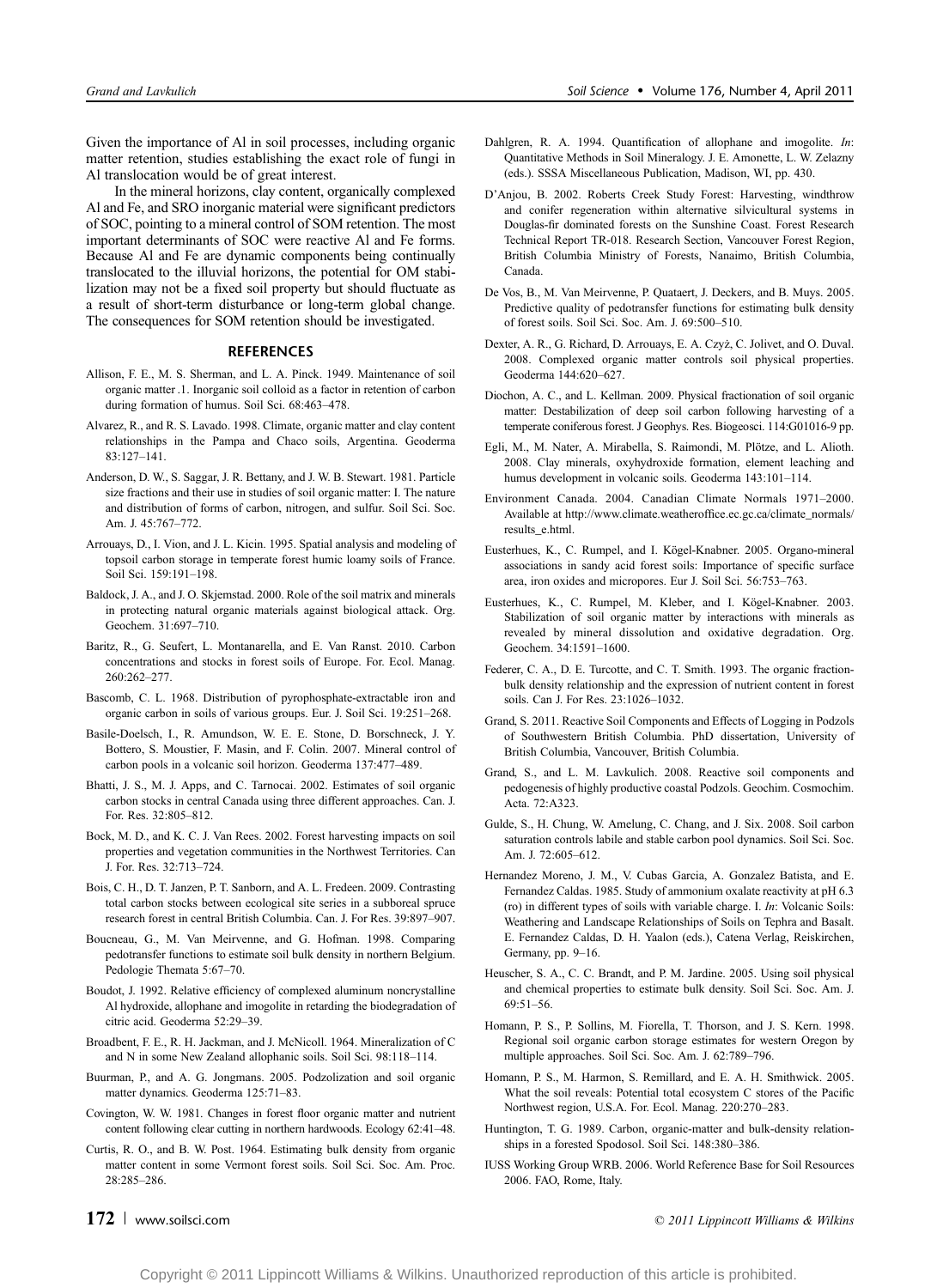Given the importance of Al in soil processes, including organic matter retention, studies establishing the exact role of fungi in Al translocation would be of great interest.

In the mineral horizons, clay content, organically complexed Al and Fe, and SRO inorganic material were significant predictors of SOC, pointing to a mineral control of SOM retention. The most important determinants of SOC were reactive Al and Fe forms. Because Al and Fe are dynamic components being continually translocated to the illuvial horizons, the potential for OM stabilization may not be a fixed soil property but should fluctuate as a result of short-term disturbance or long-term global change. The consequences for SOM retention should be investigated.

## REFERENCES

Allison, F. E., M. S. Sherman, and L. A. Pinck. 1949. Maintenance of soil organic matter .1. Inorganic soil colloid as a factor in retention of carbon during formation of humus. Soil Sci. 68:463–478.

Alvarez, R., and R. S. Lavado. 1998. Climate, organic matter and clay content relationships in the Pampa and Chaco soils, Argentina. Geoderma 83:127–141.

Anderson, D. W., S. Saggar, J. R. Bettany, and J. W. B. Stewart. 1981. Particle size fractions and their use in studies of soil organic matter: I. The nature and distribution of forms of carbon, nitrogen, and sulfur. Soil Sci. Soc. Am. J. 45:767–772.

Arrouays, D., I. Vion, and J. L. Kicin. 1995. Spatial analysis and modeling of topsoil carbon storage in temperate forest humic loamy soils of France. Soil Sci. 159:191–198.

Baldock, J. A., and J. O. Skjemstad. 2000. Role of the soil matrix and minerals in protecting natural organic materials against biological attack. Org. Geochem. 31:697–710.

Baritz, R., G. Seufert, L. Montanarella, and E. Van Ranst. 2010. Carbon concentrations and stocks in forest soils of Europe. For. Ecol. Manag. 260:262–277.

Bascomb, C. L. 1968. Distribution of pyrophosphate-extractable iron and organic carbon in soils of various groups. Eur. J. Soil Sci. 19:251–268.

Basile-Doelsch, I., R. Amundson, W. E. E. Stone, D. Borschneck, J. Y. Bottero, S. Moustier, F. Masin, and F. Colin. 2007. Mineral control of carbon pools in a volcanic soil horizon. Geoderma 137:477–489.

Bhatti, J. S., M. J. Apps, and C. Tarnocai. 2002. Estimates of soil organic carbon stocks in central Canada using three different approaches. Can. J. For. Res. 32:805–812.

Bock, M. D., and K. C. J. Van Rees. 2002. Forest harvesting impacts on soil properties and vegetation communities in the Northwest Territories. Can J. For. Res. 32:713–724.

Bois, C. H., D. T. Janzen, P. T. Sanborn, and A. L. Fredeen. 2009. Contrasting total carbon stocks between ecological site series in a subboreal spruce research forest in central British Columbia. Can. J. For Res. 39:897–907.

Boucneau, G., M. Van Meirvenne, and G. Hofman. 1998. Comparing pedotransfer functions to estimate soil bulk density in northern Belgium. Pedologie Themata 5:67–70.

Boudot, J. 1992. Relative efficiency of complexed aluminum noncrystalline Al hydroxide, allophane and imogolite in retarding the biodegradation of citric acid. Geoderma 52:29–39.

Broadbent, F. E., R. H. Jackman, and J. McNicoll. 1964. Mineralization of C and N in some New Zealand allophanic soils. Soil Sci. 98:118–114.

Buurman, P., and A. G. Jongmans. 2005. Podzolization and soil organic matter dynamics. Geoderma 125:71–83.

Covington, W. W. 1981. Changes in forest floor organic matter and nutrient content following clear cutting in northern hardwoods. Ecology 62:41–48.

Curtis, R. O., and B. W. Post. 1964. Estimating bulk density from organic matter content in some Vermont forest soils. Soil Sci. Soc. Am. Proc. 28:285–286.

Dahlgren, R. A. 1994. Quantification of allophane and imogolite. *In*: Quantitative Methods in Soil Mineralogy. J. E. Amonette, L. W. Zelazny (eds.). SSSA Miscellaneous Publication, Madison, WI, pp. 430.

D'Anjou, B. 2002. Roberts Creek Study Forest: Harvesting, windthrow and conifer regeneration within alternative silvicultural systems in Douglas-fir dominated forests on the Sunshine Coast. Forest Research Technical Report TR-018. Research Section, Vancouver Forest Region, British Columbia Ministry of Forests, Nanaimo, British Columbia, Canada.

De Vos, B., M. Van Meirvenne, P. Quataert, J. Deckers, and B. Muys. 2005. Predictive quality of pedotransfer functions for estimating bulk density of forest soils. Soil Sci. Soc. Am. J. 69:500–510.

Dexter, A. R., G. Richard, D. Arrouays, E. A. Czyż, C. Jolivet, and O. Duval. 2008. Complexed organic matter controls soil physical properties. Geoderma 144:620–627.

Diochon, A. C., and L. Kellman. 2009. Physical fractionation of soil organic matter: Destabilization of deep soil carbon following harvesting of a temperate coniferous forest. J Geophys. Res. Biogeosci. 114:G01016-9 pp.

Egli, M., M. Nater, A. Mirabella, S. Raimondi, M. Plötze, and L. Alioth. 2008. Clay minerals, oxyhydroxide formation, element leaching and humus development in volcanic soils. Geoderma 143:101–114.

Environment Canada. 2004. Canadian Climate Normals 1971–2000. Available at http://www.climate.weatheroffice.ec.gc.ca/climate_normals/results_e.html.

Eusterhues, K., C. Rumpel, and I. Kögel-Knabner. 2005. Organo-mineral associations in sandy acid forest soils: Importance of specific surface area, iron oxides and micropores. Eur J. Soil Sci. 56:753–763.

Eusterhues, K., C. Rumpel, M. Kleber, and I. Kögel-Knabner. 2003. Stabilization of soil organic matter by interactions with minerals as revealed by mineral dissolution and oxidative degradation. Org. Geochem. 34:1591–1600.

Federer, C. A., D. E. Turcotte, and C. T. Smith. 1993. The organic fraction-bulk density relationship and the expression of nutrient content in forest soils. Can J. For Res. 23:1026–1032.

Grand, S. 2011. Reactive Soil Components and Effects of Logging in Podzols of Southwestern British Columbia. PhD dissertation, University of British Columbia, Vancouver, British Columbia.

Grand, S., and L. M. Lavkulich. 2008. Reactive soil components and pedogenesis of highly productive coastal Podzols. Geochim. Cosmochim. Acta. 72:A323.

Gulde, S., H. Chung, W. Amelung, C. Chang, and J. Six. 2008. Soil carbon saturation controls labile and stable carbon pool dynamics. Soil Sci. Soc. Am. J. 72:605–612.

Hernandez Moreno, J. M., V. Cubas Garcia, A. Gonzalez Batista, and E. Fernandez Caldas. 1985. Study of ammonium oxalate reactivity at pH 6.3 (ro) in different types of soils with variable charge. I. *In*: Volcanic Soils: Weathering and Landscape Relationships of Soils on Tephra and Basalt. E. Fernandez Caldas, D. H. Yaalon (eds.), Catena Verlag, Reiskirchen, Germany, pp. 9–16.

Heuscher, S. A., C. C. Brandt, and P. M. Jardine. 2005. Using soil physical and chemical properties to estimate bulk density. Soil Sci. Soc. Am. J. 69:51–56.

Homann, P. S., P. Sollins, M. Fiorella, T. Thorson, and J. S. Kern. 1998. Regional soil organic carbon storage estimates for western Oregon by multiple approaches. Soil Sci. Soc. Am. J. 62:789–796.

Homann, P. S., M. Harmon, S. Remillard, and E. A. H. Smithwick. 2005. What the soil reveals: Potential total ecosystem C stores of the Pacific Northwest region, U.S.A. For. Ecol. Manag. 220:270–283.

Huntington, T. G. 1989. Carbon, organic-matter and bulk-density relationships in a forested Spodosol. Soil Sci. 148:380–386.

IUSS Working Group WRB. 2006. World Reference Base for Soil Resources 2006. FAO, Rome, Italy.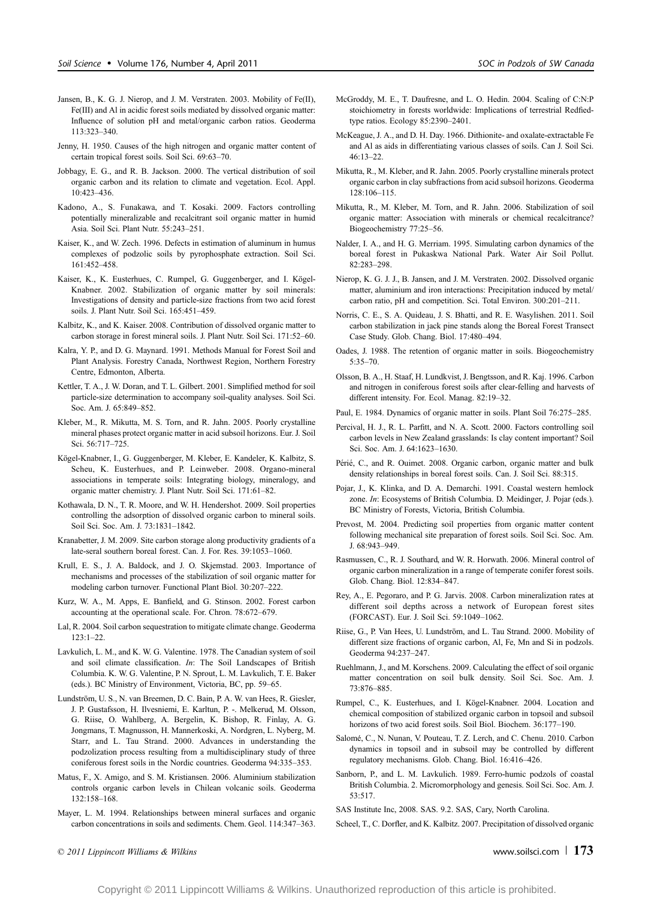Jansen, B., K. G. J. Nierop, and J. M. Verstraten. 2003. Mobility of Fe(II), Fe(III) and Al in acidic forest soils mediated by dissolved organic matter: Influence of solution pH and metal/organic carbon ratios. Geoderma 113:323–340.

Jenny, H. 1950. Causes of the high nitrogen and organic matter content of certain tropical forest soils. Soil Sci. 69:63–70.

Jobbagy, E. G., and R. B. Jackson. 2000. The vertical distribution of soil organic carbon and its relation to climate and vegetation. Ecol. Appl. 10:423–436.

Kadono, A., S. Funakawa, and T. Kosaki. 2009. Factors controlling potentially mineralizable and recalcitrant soil organic matter in humid Asia. Soil Sci. Plant Nutr. 55:243–251.

Kaiser, K., and W. Zech. 1996. Defects in estimation of aluminum in humus complexes of podzolic soils by pyrophosphate extraction. Soil Sci. 161:452–458.

Kaiser, K., K. Eusterhues, C. Rumpel, G. Guggenberger, and I. Kögel-Knabner. 2002. Stabilization of organic matter by soil minerals: Investigations of density and particle-size fractions from two acid forest soils. J. Plant Nutr. Soil Sci. 165:451–459.

Kalbitz, K., and K. Kaiser. 2008. Contribution of dissolved organic matter to carbon storage in forest mineral soils. J. Plant Nutr. Soil Sci. 171:52–60.

Kalra, Y. P., and D. G. Maynard. 1991. Methods Manual for Forest Soil and Plant Analysis. Forestry Canada, Northwest Region, Northern Forestry Centre, Edmonton, Alberta.

Kettler, T. A., J. W. Doran, and T. L. Gilbert. 2001. Simplified method for soil particle-size determination to accompany soil-quality analyses. Soil Sci. Soc. Am. J. 65:849–852.

Kleber, M., R. Mikutta, M. S. Torn, and R. Jahn. 2005. Poorly crystalline mineral phases protect organic matter in acid subsoil horizons. Eur. J. Soil Sci. 56:717–725.

Kögel-Knabner, I., G. Guggenberger, M. Kleber, E. Kandeler, K. Kalbitz, S. Scheu, K. Eusterhues, and P. Leinweber. 2008. Organo-mineral associations in temperate soils: Integrating biology, mineralogy, and organic matter chemistry. J. Plant Nutr. Soil Sci. 171:61–82.

Kothawala, D. N., T. R. Moore, and W. H. Hendershot. 2009. Soil properties controlling the adsorption of dissolved organic carbon to mineral soils. Soil Sci. Soc. Am. J. 73:1831–1842.

Kranabetter, J. M. 2009. Site carbon storage along productivity gradients of a late-seral southern boreal forest. Can. J. For. Res. 39:1053–1060.

Krull, E. S., J. A. Baldock, and J. O. Skjemstad. 2003. Importance of mechanisms and processes of the stabilization of soil organic matter for modeling carbon turnover. Functional Plant Biol. 30:207–222.

Kurz, W. A., M. Apps, E. Banfield, and G. Stinson. 2002. Forest carbon accounting at the operational scale. For. Chron. 78:672–679.

Lal, R. 2004. Soil carbon sequestration to mitigate climate change. Geoderma 123:1–22.

Lavkulich, L. M., and K. W. G. Valentine. 1978. The Canadian system of soil and soil climate classification. *In*: The Soil Landscapes of British Columbia. K. W. G. Valentine, P. N. Sprout, L. M. Lavkulich, T. E. Baker (eds.). BC Ministry of Environment, Victoria, BC, pp. 59–65.

Lundström, U. S., N. van Breemen, D. C. Bain, P. A. W. van Hees, R. Giesler, J. P. Gustafsson, H. Ilvesniemi, E. Karltun, P. -. Melkerud, M. Olsson, G. Riise, O. Wahlberg, A. Bergelin, K. Bishop, R. Finlay, A. G. Jongmans, T. Magnusson, H. Mannerkoski, A. Nordgren, L. Nyberg, M. Starr, and L. Tau Strand. 2000. Advances in understanding the podzolization process resulting from a multidisciplinary study of three coniferous forest soils in the Nordic countries. Geoderma 94:335–353.

Matus, F., X. Amigo, and S. M. Kristiansen. 2006. Aluminium stabilization controls organic carbon levels in Chilean volcanic soils. Geoderma 132:158–168.

Mayer, L. M. 1994. Relationships between mineral surfaces and organic carbon concentrations in soils and sediments. Chem. Geol. 114:347–363.

McGroddy, M. E., T. Daufresne, and L. O. Hedin. 2004. Scaling of C:N:P stoichiometry in forests worldwide: Implications of terrestrial Redfied-type ratios. Ecology 85:2390–2401.

McKeague, J. A., and D. H. Day. 1966. Dithionite- and oxalate-extractable Fe and Al as aids in differentiating various classes of soils. Can J. Soil Sci. 46:13–22.

Mikutta, R., M. Kleber, and R. Jahn. 2005. Poorly crystalline minerals protect organic carbon in clay subfractions from acid subsoil horizons. Geoderma 128:106–115.

Mikutta, R., M. Kleber, M. Torn, and R. Jahn. 2006. Stabilization of soil organic matter: Association with minerals or chemical recalcitrance? Biogeochemistry 77:25–56.

Nalder, I. A., and H. G. Merriam. 1995. Simulating carbon dynamics of the boreal forest in Pukaskwa National Park. Water Air Soil Pollut. 82:283–298.

Nierop, K. G. J. J., B. Jansen, and J. M. Verstraten. 2002. Dissolved organic matter, aluminium and iron interactions: Precipitation induced by metal/carbon ratio, pH and competition. Sci. Total Environ. 300:201–211.

Norris, C. E., S. A. Quideau, J. S. Bhatti, and R. E. Wasylishen. 2011. Soil carbon stabilization in jack pine stands along the Boreal Forest Transect Case Study. Glob. Chang. Biol. 17:480–494.

Oades, J. 1988. The retention of organic matter in soils. Biogeochemistry 5:35–70.

Olsson, B. A., H. Staaf, H. Lundkvist, J. Bengtsson, and R. Kaj. 1996. Carbon and nitrogen in coniferous forest soils after clear-felling and harvests of different intensity. For. Ecol. Manag. 82:19–32.

Paul, E. 1984. Dynamics of organic matter in soils. Plant Soil 76:275–285.

Percival, H. J., R. L. Parfitt, and N. A. Scott. 2000. Factors controlling soil carbon levels in New Zealand grasslands: Is clay content important? Soil Sci. Soc. Am. J. 64:1623–1630.

Périé, C., and R. Ouimet. 2008. Organic carbon, organic matter and bulk density relationships in boreal forest soils. Can. J. Soil Sci. 88:315.

Pojar, J., K. Klinka, and D. A. Demarchi. 1991. Coastal western hemlock zone. *In*: Ecosystems of British Columbia. D. Meidinger, J. Pojar (eds.). BC Ministry of Forests, Victoria, British Columbia.

Prevost, M. 2004. Predicting soil properties from organic matter content following mechanical site preparation of forest soils. Soil Sci. Soc. Am. J. 68:943–949.

Rasmussen, C., R. J. Southard, and W. R. Horwath. 2006. Mineral control of organic carbon mineralization in a range of temperate conifer forest soils. Glob. Chang. Biol. 12:834–847.

Rey, A., E. Pegoraro, and P. G. Jarvis. 2008. Carbon mineralization rates at different soil depths across a network of European forest sites (FORCAST). Eur. J. Soil Sci. 59:1049–1062.

Riise, G., P. Van Hees, U. Lundström, and L. Tau Strand. 2000. Mobility of different size fractions of organic carbon, Al, Fe, Mn and Si in podzols. Geoderma 94:237–247.

Ruehlmann, J., and M. Korschens. 2009. Calculating the effect of soil organic matter concentration on soil bulk density. Soil Sci. Soc. Am. J. 73:876–885.

Rumpel, C., K. Eusterhues, and I. Kögel-Knabner. 2004. Location and chemical composition of stabilized organic carbon in topsoil and subsoil horizons of two acid forest soils. Soil Biol. Biochem. 36:177–190.

Salomé, C., N. Nunan, V. Pouteau, T. Z. Lerch, and C. Chenu. 2010. Carbon dynamics in topsoil and in subsoil may be controlled by different regulatory mechanisms. Glob. Chang. Biol. 16:416–426.

Sanborn, P., and L. M. Lavkulich. 1989. Ferro-humic podzols of coastal British Columbia. 2. Micromorphology and genesis. Soil Sci. Soc. Am. J. 53:517.

SAS Institute Inc, 2008. SAS. 9.2. SAS, Cary, North Carolina.

Scheel, T., C. Dorfler, and K. Kalbitz. 2007. Precipitation of dissolved organic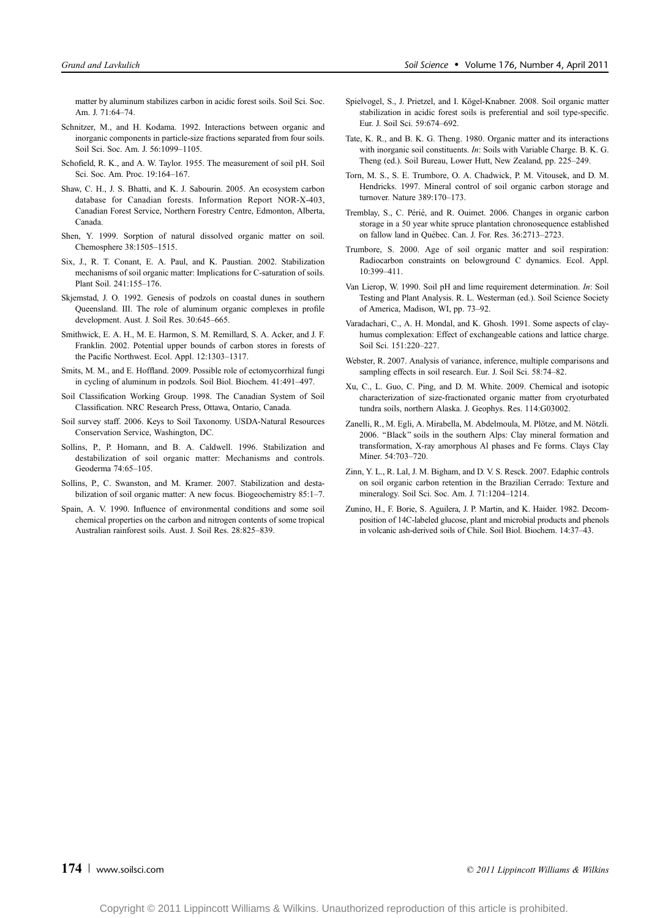matter by aluminum stabilizes carbon in acidic forest soils. Soil Sci. Soc. Am. J. 71:64–74.

Schnitzer, M., and H. Kodama. 1992. Interactions between organic and inorganic components in particle-size fractions separated from four soils. Soil Sci. Soc. Am. J. 56:1099–1105.

Schofield, R. K., and A. W. Taylor. 1955. The measurement of soil pH. Soil Sci. Soc. Am. Proc. 19:164–167.

Shaw, C. H., J. S. Bhatti, and K. J. Sabourin. 2005. An ecosystem carbon database for Canadian forests. Information Report NOR-X-403, Canadian Forest Service, Northern Forestry Centre, Edmonton, Alberta, Canada.

Shen, Y. 1999. Sorption of natural dissolved organic matter on soil. Chemosphere 38:1505–1515.

Six, J., R. T. Conant, E. A. Paul, and K. Paustian. 2002. Stabilization mechanisms of soil organic matter: Implications for C-saturation of soils. Plant Soil. 241:155–176.

Skjemstad, J. O. 1992. Genesis of podzols on coastal dunes in southern Queensland. III. The role of aluminum organic complexes in profile development. Aust. J. Soil Res. 30:645–665.

Smithwick, E. A. H., M. E. Harmon, S. M. Remillard, S. A. Acker, and J. F. Franklin. 2002. Potential upper bounds of carbon stores in forests of the Pacific Northwest. Ecol. Appl. 12:1303–1317.

Smits, M. M., and E. Hoffland. 2009. Possible role of ectomycorrhizal fungi in cycling of aluminum in podzols. Soil Biol. Biochem. 41:491–497.

Soil Classification Working Group. 1998. The Canadian System of Soil Classification. NRC Research Press, Ottawa, Ontario, Canada.

Soil survey staff. 2006. Keys to Soil Taxonomy. USDA-Natural Resources Conservation Service, Washington, DC.

Sollins, P., P. Homann, and B. A. Caldwell. 1996. Stabilization and destabilization of soil organic matter: Mechanisms and controls. Geoderma 74:65–105.

Sollins, P., C. Swanston, and M. Kramer. 2007. Stabilization and destabilization of soil organic matter: A new focus. Biogeochemistry 85:1–7.

Spain, A. V. 1990. Influence of environmental conditions and some soil chemical properties on the carbon and nitrogen contents of some tropical Australian rainforest soils. Aust. J. Soil Res. 28:825–839.

Spielvogel, S., J. Prietzel, and I. Kögel-Knabner. 2008. Soil organic matter stabilization in acidic forest soils is preferential and soil type-specific. Eur. J. Soil Sci. 59:674–692.

Tate, K. R., and B. K. G. Theng. 1980. Organic matter and its interactions with inorganic soil constituents. *In*: Soils with Variable Charge. B. K. G. Theng (ed.). Soil Bureau, Lower Hutt, New Zealand, pp. 225–249.

Torn, M. S., S. E. Trumbore, O. A. Chadwick, P. M. Vitousek, and D. M. Hendricks. 1997. Mineral control of soil organic carbon storage and turnover. Nature 389:170–173.

Tremblay, S., C. Périé, and R. Ouimet. 2006. Changes in organic carbon storage in a 50 year white spruce plantation chronosequence established on fallow land in Québec. Can. J. For. Res. 36:2713–2723.

Trumbore, S. 2000. Age of soil organic matter and soil respiration: Radiocarbon constraints on belowground C dynamics. Ecol. Appl. 10:399–411.

Van Lierop, W. 1990. Soil pH and lime requirement determination. *In*: Soil Testing and Plant Analysis. R. L. Westerman (ed.). Soil Science Society of America, Madison, WI, pp. 73–92.

Varadachari, C., A. H. Mondal, and K. Ghosh. 1991. Some aspects of clay-humus complexation: Effect of exchangeable cations and lattice charge. Soil Sci. 151:220–227.

Webster, R. 2007. Analysis of variance, inference, multiple comparisons and sampling effects in soil research. Eur. J. Soil Sci. 58:74–82.

Xu, C., L. Guo, C. Ping, and D. M. White. 2009. Chemical and isotopic characterization of size-fractionated organic matter from cryoturbated tundra soils, northern Alaska. J. Geophys. Res. 114:G03002.

Zanelli, R., M. Egli, A. Mirabella, M. Abdelmoula, M. Plötze, and M. Nötzli. 2006. "Black" soils in the southern Alps: Clay mineral formation and transformation, X-ray amorphous Al phases and Fe forms. Clays Clay Miner. 54:703–720.

Zinn, Y. L., R. Lal, J. M. Bigham, and D. V. S. Resck. 2007. Edaphic controls on soil organic carbon retention in the Brazilian Cerrado: Texture and mineralogy. Soil Sci. Soc. Am. J. 71:1204–1214.

Zunino, H., F. Borie, S. Aguilera, J. P. Martin, and K. Haider. 1982. Decomposition of 14C-labeled glucose, plant and microbial products and phenols in volcanic ash-derived soils of Chile. Soil Biol. Biochem. 14:37–43.